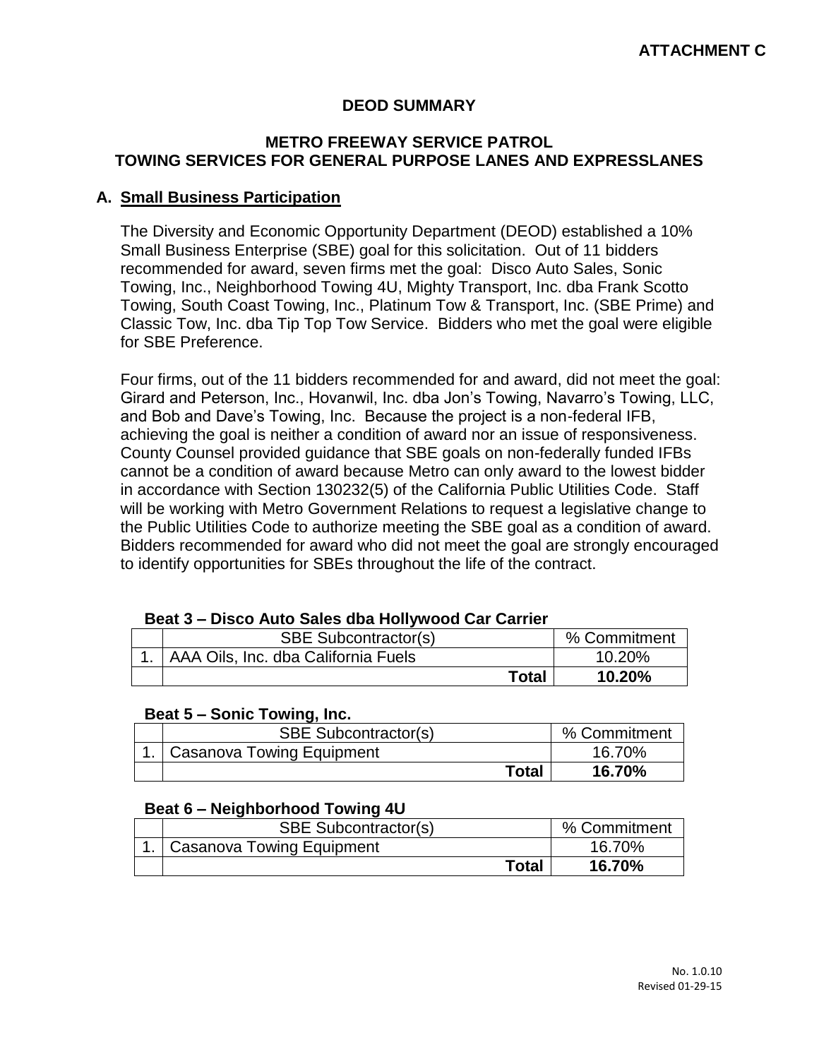**ATTACHMENT C**

# DEOD SUMMARY

## METRO FREEWAY SERVICE PATROL
## TOWING SERVICES FOR GENERAL PURPOSE LANES AND EXPRESSLANES

### A. Small Business Participation

The Diversity and Economic Opportunity Department (DEOD) established a 10% Small Business Enterprise (SBE) goal for this solicitation. Out of 11 bidders recommended for award, seven firms met the goal: Disco Auto Sales, Sonic Towing, Inc., Neighborhood Towing 4U, Mighty Transport, Inc. dba Frank Scotto Towing, South Coast Towing, Inc., Platinum Tow & Transport, Inc. (SBE Prime) and Classic Tow, Inc. dba Tip Top Tow Service. Bidders who met the goal were eligible for SBE Preference.

Four firms, out of the 11 bidders recommended for and award, did not meet the goal: Girard and Peterson, Inc., Hovanwil, Inc. dba Jon's Towing, Navarro's Towing, LLC, and Bob and Dave's Towing, Inc. Because the project is a non-federal IFB, achieving the goal is neither a condition of award nor an issue of responsiveness. County Counsel provided guidance that SBE goals on non-federally funded IFBs cannot be a condition of award because Metro can only award to the lowest bidder in accordance with Section 130232(5) of the California Public Utilities Code. Staff will be working with Metro Government Relations to request a legislative change to the Public Utilities Code to authorize meeting the SBE goal as a condition of award. Bidders recommended for award who did not meet the goal are strongly encouraged to identify opportunities for SBEs throughout the life of the contract.

**Beat 3 – Disco Auto Sales dba Hollywood Car Carrier**

| | SBE Subcontractor(s) | % Commitment |
|---|---|---|
| 1. | AAA Oils, Inc. dba California Fuels | 10.20% |
| | **Total** | **10.20%** |

**Beat 5 – Sonic Towing, Inc.**

| | SBE Subcontractor(s) | % Commitment |
|---|---|---|
| 1. | Casanova Towing Equipment | 16.70% |
| | **Total** | **16.70%** |

**Beat 6 – Neighborhood Towing 4U**

| | SBE Subcontractor(s) | % Commitment |
|---|---|---|
| 1. | Casanova Towing Equipment | 16.70% |
| | **Total** | **16.70%** |

No. 1.0.10
Revised 01-29-15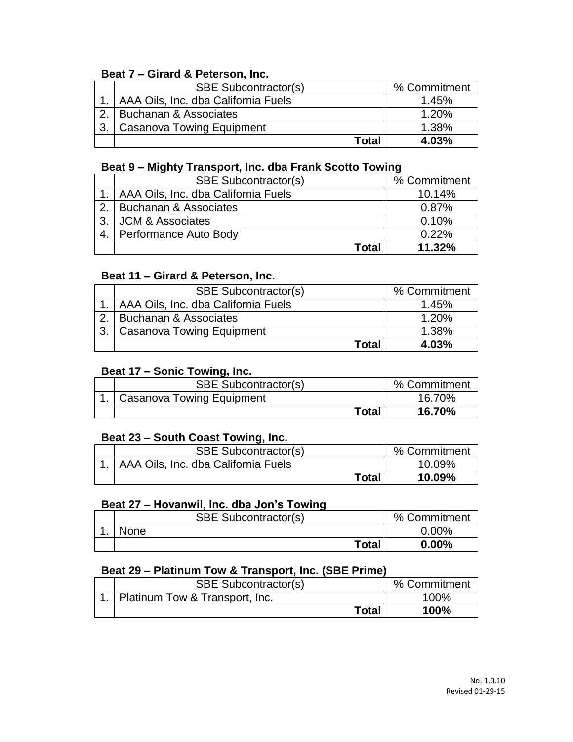**Beat 7 – Girard & Peterson, Inc.**

| | SBE Subcontractor(s) | % Commitment |
|---|---|---|
| 1. | AAA Oils, Inc. dba California Fuels | 1.45% |
| 2. | Buchanan & Associates | 1.20% |
| 3. | Casanova Towing Equipment | 1.38% |
| | **Total** | **4.03%** |

**Beat 9 – Mighty Transport, Inc. dba Frank Scotto Towing**

| | SBE Subcontractor(s) | % Commitment |
|---|---|---|
| 1. | AAA Oils, Inc. dba California Fuels | 10.14% |
| 2. | Buchanan & Associates | 0.87% |
| 3. | JCM & Associates | 0.10% |
| 4. | Performance Auto Body | 0.22% |
| | **Total** | **11.32%** |

**Beat 11 – Girard & Peterson, Inc.**

| | SBE Subcontractor(s) | % Commitment |
|---|---|---|
| 1. | AAA Oils, Inc. dba California Fuels | 1.45% |
| 2. | Buchanan & Associates | 1.20% |
| 3. | Casanova Towing Equipment | 1.38% |
| | **Total** | **4.03%** |

**Beat 17 – Sonic Towing, Inc.**

| | SBE Subcontractor(s) | % Commitment |
|---|---|---|
| 1. | Casanova Towing Equipment | 16.70% |
| | **Total** | **16.70%** |

**Beat 23 – South Coast Towing, Inc.**

| | SBE Subcontractor(s) | % Commitment |
|---|---|---|
| 1. | AAA Oils, Inc. dba California Fuels | 10.09% |
| | **Total** | **10.09%** |

**Beat 27 – Hovanwil, Inc. dba Jon's Towing**

| | SBE Subcontractor(s) | % Commitment |
|---|---|---|
| 1. | None | 0.00% |
| | **Total** | **0.00%** |

**Beat 29 – Platinum Tow & Transport, Inc. (SBE Prime)**

| | SBE Subcontractor(s) | % Commitment |
|---|---|---|
| 1. | Platinum Tow & Transport, Inc. | 100% |
| | **Total** | **100%** |

No. 1.0.10
Revised 01-29-15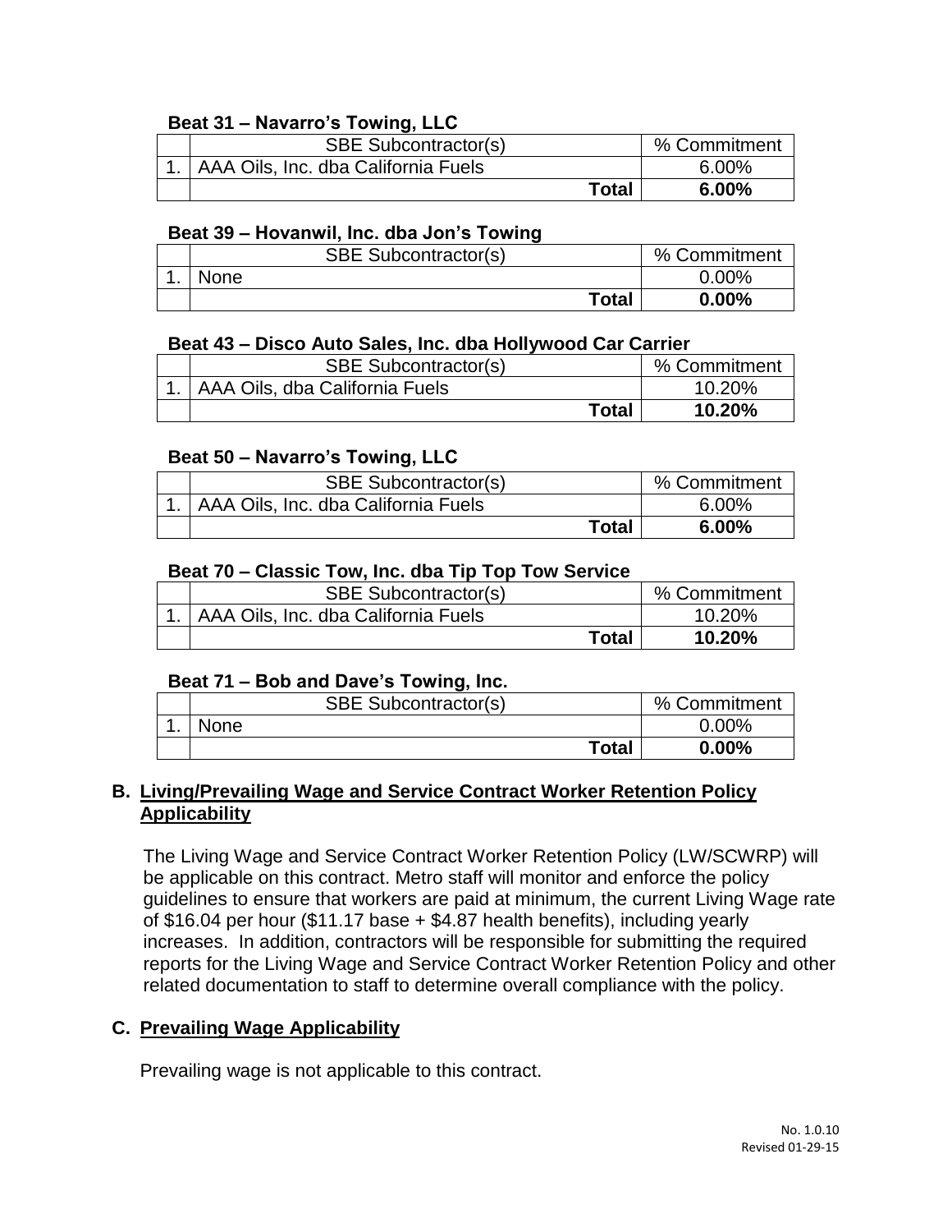**Beat 31 – Navarro's Towing, LLC**

| | SBE Subcontractor(s) | % Commitment |
|---|---|---|
| 1. | AAA Oils, Inc. dba California Fuels | 6.00% |
| | **Total** | **6.00%** |

**Beat 39 – Hovanwil, Inc. dba Jon's Towing**

| | SBE Subcontractor(s) | % Commitment |
|---|---|---|
| 1. | None | 0.00% |
| | **Total** | **0.00%** |

**Beat 43 – Disco Auto Sales, Inc. dba Hollywood Car Carrier**

| | SBE Subcontractor(s) | % Commitment |
|---|---|---|
| 1. | AAA Oils, dba California Fuels | 10.20% |
| | **Total** | **10.20%** |

**Beat 50 – Navarro's Towing, LLC**

| | SBE Subcontractor(s) | % Commitment |
|---|---|---|
| 1. | AAA Oils, Inc. dba California Fuels | 6.00% |
| | **Total** | **6.00%** |

**Beat 70 – Classic Tow, Inc. dba Tip Top Tow Service**

| | SBE Subcontractor(s) | % Commitment |
|---|---|---|
| 1. | AAA Oils, Inc. dba California Fuels | 10.20% |
| | **Total** | **10.20%** |

**Beat 71 – Bob and Dave's Towing, Inc.**

| | SBE Subcontractor(s) | % Commitment |
|---|---|---|
| 1. | None | 0.00% |
| | **Total** | **0.00%** |

## B. Living/Prevailing Wage and Service Contract Worker Retention Policy Applicability

The Living Wage and Service Contract Worker Retention Policy (LW/SCWRP) will be applicable on this contract. Metro staff will monitor and enforce the policy guidelines to ensure that workers are paid at minimum, the current Living Wage rate of \$16.04 per hour (\$11.17 base + \$4.87 health benefits), including yearly increases. In addition, contractors will be responsible for submitting the required reports for the Living Wage and Service Contract Worker Retention Policy and other related documentation to staff to determine overall compliance with the policy.

## C. Prevailing Wage Applicability

Prevailing wage is not applicable to this contract.

No. 1.0.10
Revised 01-29-15